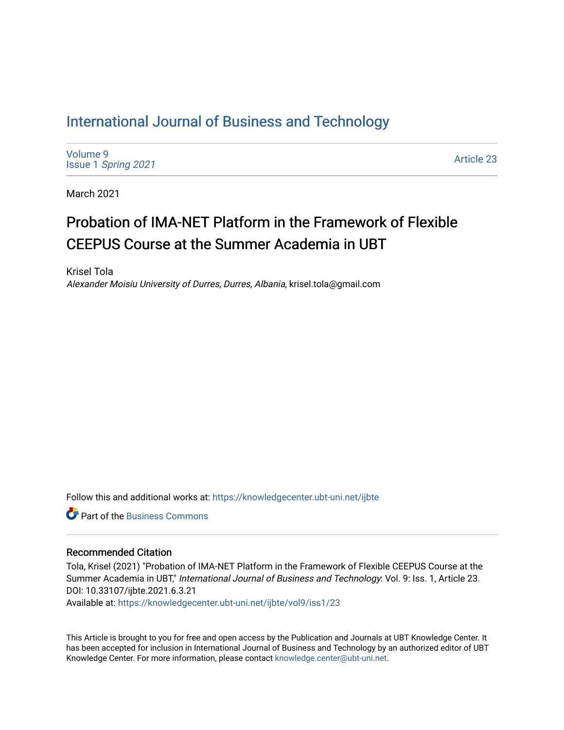# International Journal of Business and Technology

Volume 9
Issue 1 *Spring 2021*

Article 23

March 2021

## Probation of IMA-NET Platform in the Framework of Flexible CEEPUS Course at the Summer Academia in UBT

Krisel Tola
*Alexander Moisiu University of Durres, Durres, Albania*, krisel.tola@gmail.com

Follow this and additional works at: https://knowledgecenter.ubt-uni.net/ijbte

Part of the Business Commons

### Recommended Citation

Tola, Krisel (2021) "Probation of IMA-NET Platform in the Framework of Flexible CEEPUS Course at the Summer Academia in UBT," *International Journal of Business and Technology*: Vol. 9: Iss. 1, Article 23.
DOI: 10.33107/ijbte.2021.6.3.21
Available at: https://knowledgecenter.ubt-uni.net/ijbte/vol9/iss1/23

This Article is brought to you for free and open access by the Publication and Journals at UBT Knowledge Center. It has been accepted for inclusion in International Journal of Business and Technology by an authorized editor of UBT Knowledge Center. For more information, please contact knowledge.center@ubt-uni.net.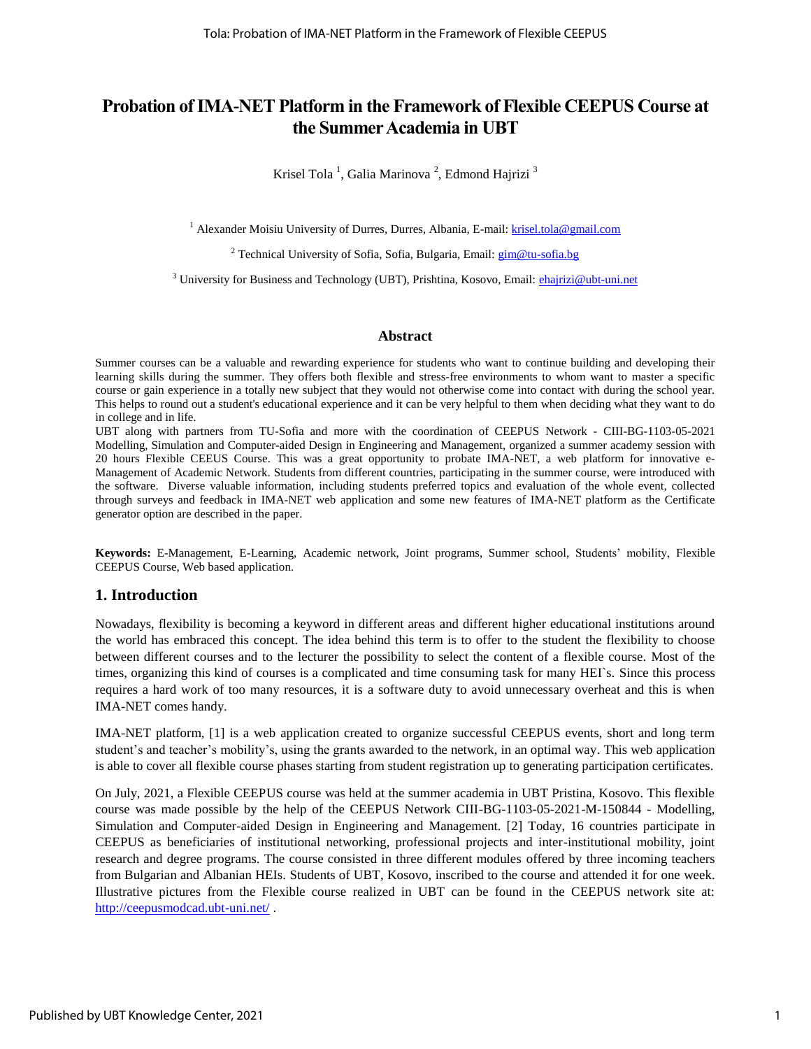# Probation of IMA-NET Platform in the Framework of Flexible CEEPUS Course at the Summer Academia in UBT

Krisel Tola [1], Galia Marinova [2], Edmond Hajrizi [3]

[1] Alexander Moisiu University of Durres, Durres, Albania, E-mail: krisel.tola@gmail.com

[2] Technical University of Sofia, Sofia, Bulgaria, Email: gim@tu-sofia.bg

[3] University for Business and Technology (UBT), Prishtina, Kosovo, Email: ehajrizi@ubt-uni.net

## Abstract

Summer courses can be a valuable and rewarding experience for students who want to continue building and developing their learning skills during the summer. They offers both flexible and stress-free environments to whom want to master a specific course or gain experience in a totally new subject that they would not otherwise come into contact with during the school year. This helps to round out a student's educational experience and it can be very helpful to them when deciding what they want to do in college and in life.

UBT along with partners from TU-Sofia and more with the coordination of CEEPUS Network - CIII-BG-1103-05-2021 Modelling, Simulation and Computer-aided Design in Engineering and Management, organized a summer academy session with 20 hours Flexible CEEUS Course. This was a great opportunity to probate IMA-NET, a web platform for innovative e-Management of Academic Network. Students from different countries, participating in the summer course, were introduced with the software. Diverse valuable information, including students preferred topics and evaluation of the whole event, collected through surveys and feedback in IMA-NET web application and some new features of IMA-NET platform as the Certificate generator option are described in the paper.

**Keywords:** E-Management, E-Learning, Academic network, Joint programs, Summer school, Students' mobility, Flexible CEEPUS Course, Web based application.

## 1. Introduction

Nowadays, flexibility is becoming a keyword in different areas and different higher educational institutions around the world has embraced this concept. The idea behind this term is to offer to the student the flexibility to choose between different courses and to the lecturer the possibility to select the content of a flexible course. Most of the times, organizing this kind of courses is a complicated and time consuming task for many HEI`s. Since this process requires a hard work of too many resources, it is a software duty to avoid unnecessary overheat and this is when IMA-NET comes handy.

IMA-NET platform, [1] is a web application created to organize successful CEEPUS events, short and long term student's and teacher's mobility's, using the grants awarded to the network, in an optimal way. This web application is able to cover all flexible course phases starting from student registration up to generating participation certificates.

On July, 2021, a Flexible CEEPUS course was held at the summer academia in UBT Pristina, Kosovo. This flexible course was made possible by the help of the CEEPUS Network CIII-BG-1103-05-2021-M-150844 - Modelling, Simulation and Computer-aided Design in Engineering and Management. [2] Today, 16 countries participate in CEEPUS as beneficiaries of institutional networking, professional projects and inter-institutional mobility, joint research and degree programs. The course consisted in three different modules offered by three incoming teachers from Bulgarian and Albanian HEIs. Students of UBT, Kosovo, inscribed to the course and attended it for one week. Illustrative pictures from the Flexible course realized in UBT can be found in the CEEPUS network site at: http://ceepusmodcad.ubt-uni.net/ .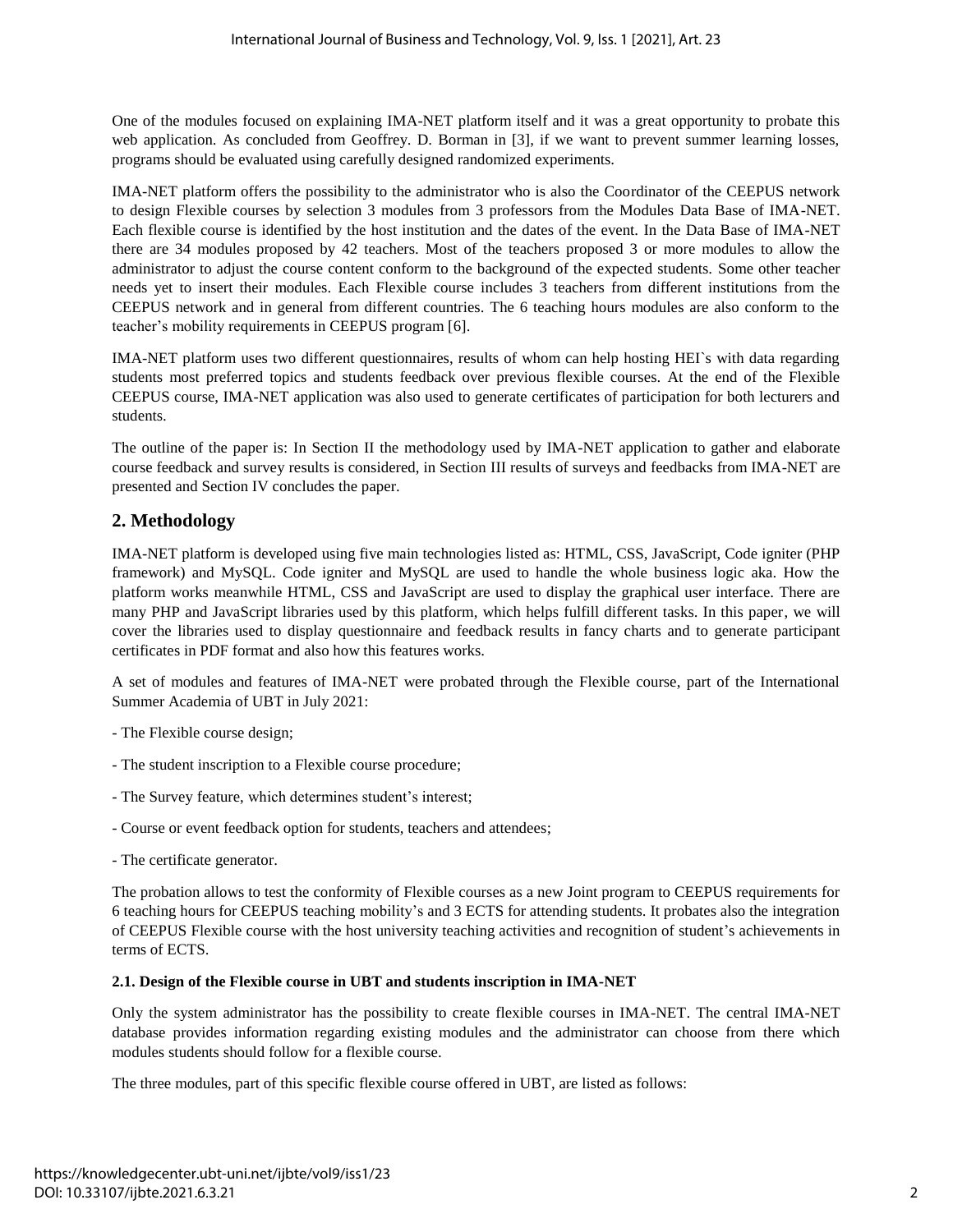One of the modules focused on explaining IMA-NET platform itself and it was a great opportunity to probate this web application. As concluded from Geoffrey. D. Borman in [3], if we want to prevent summer learning losses, programs should be evaluated using carefully designed randomized experiments.

IMA-NET platform offers the possibility to the administrator who is also the Coordinator of the CEEPUS network to design Flexible courses by selection 3 modules from 3 professors from the Modules Data Base of IMA-NET. Each flexible course is identified by the host institution and the dates of the event. In the Data Base of IMA-NET there are 34 modules proposed by 42 teachers. Most of the teachers proposed 3 or more modules to allow the administrator to adjust the course content conform to the background of the expected students. Some other teacher needs yet to insert their modules. Each Flexible course includes 3 teachers from different institutions from the CEEPUS network and in general from different countries. The 6 teaching hours modules are also conform to the teacher's mobility requirements in CEEPUS program [6].

IMA-NET platform uses two different questionnaires, results of whom can help hosting HEI`s with data regarding students most preferred topics and students feedback over previous flexible courses. At the end of the Flexible CEEPUS course, IMA-NET application was also used to generate certificates of participation for both lecturers and students.

The outline of the paper is: In Section II the methodology used by IMA-NET application to gather and elaborate course feedback and survey results is considered, in Section III results of surveys and feedbacks from IMA-NET are presented and Section IV concludes the paper.

## 2. Methodology

IMA-NET platform is developed using five main technologies listed as: HTML, CSS, JavaScript, Code igniter (PHP framework) and MySQL. Code igniter and MySQL are used to handle the whole business logic aka. How the platform works meanwhile HTML, CSS and JavaScript are used to display the graphical user interface. There are many PHP and JavaScript libraries used by this platform, which helps fulfill different tasks. In this paper, we will cover the libraries used to display questionnaire and feedback results in fancy charts and to generate participant certificates in PDF format and also how this features works.

A set of modules and features of IMA-NET were probated through the Flexible course, part of the International Summer Academia of UBT in July 2021:

- The Flexible course design;
- The student inscription to a Flexible course procedure;
- The Survey feature, which determines student's interest;
- Course or event feedback option for students, teachers and attendees;
- The certificate generator.

The probation allows to test the conformity of Flexible courses as a new Joint program to CEEPUS requirements for 6 teaching hours for CEEPUS teaching mobility's and 3 ECTS for attending students. It probates also the integration of CEEPUS Flexible course with the host university teaching activities and recognition of student's achievements in terms of ECTS.

### 2.1. Design of the Flexible course in UBT and students inscription in IMA-NET

Only the system administrator has the possibility to create flexible courses in IMA-NET. The central IMA-NET database provides information regarding existing modules and the administrator can choose from there which modules students should follow for a flexible course.

The three modules, part of this specific flexible course offered in UBT, are listed as follows: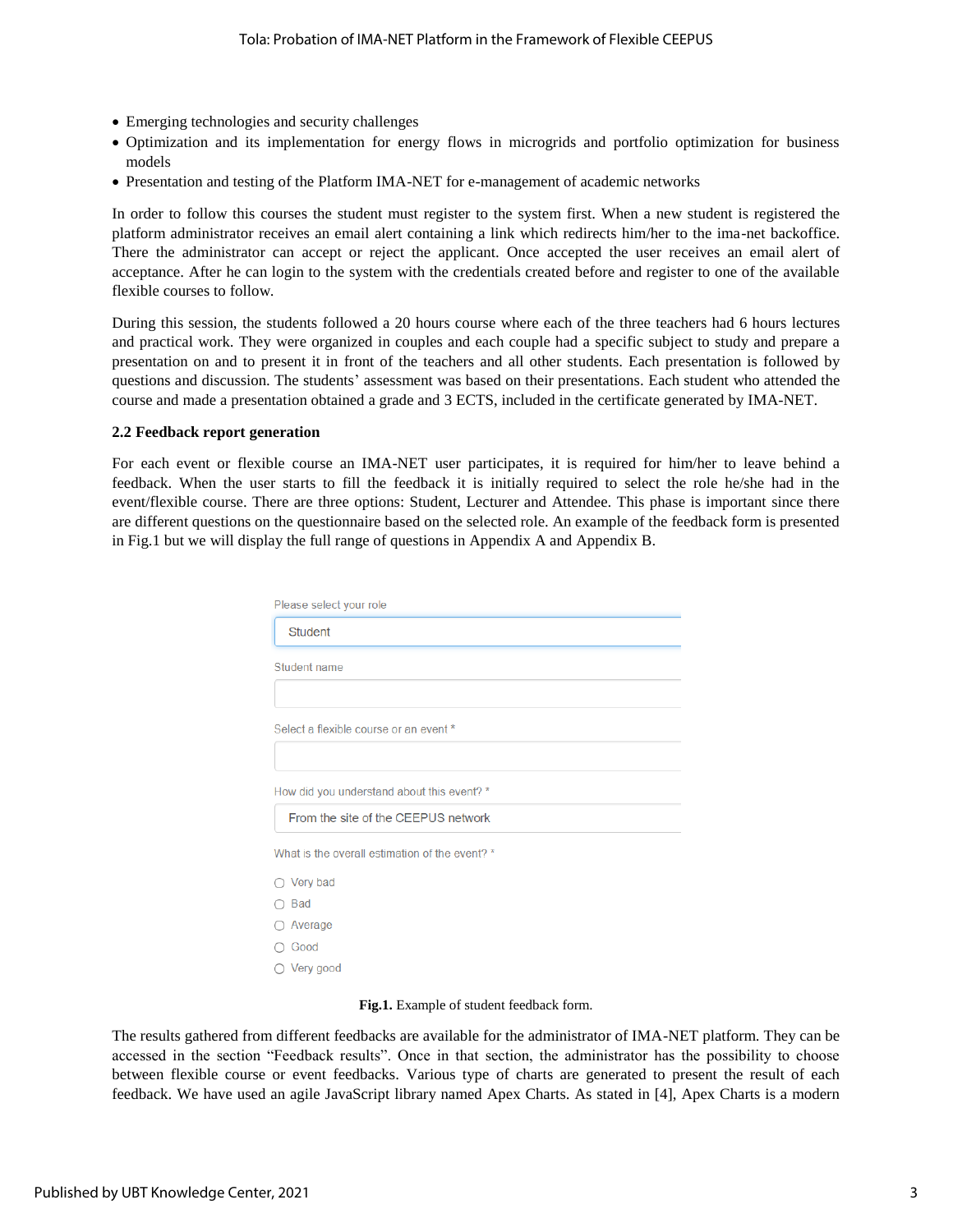- Emerging technologies and security challenges
- Optimization and its implementation for energy flows in microgrids and portfolio optimization for business models
- Presentation and testing of the Platform IMA-NET for e-management of academic networks

In order to follow this courses the student must register to the system first. When a new student is registered the platform administrator receives an email alert containing a link which redirects him/her to the ima-net backoffice. There the administrator can accept or reject the applicant. Once accepted the user receives an email alert of acceptance. After he can login to the system with the credentials created before and register to one of the available flexible courses to follow.

During this session, the students followed a 20 hours course where each of the three teachers had 6 hours lectures and practical work. They were organized in couples and each couple had a specific subject to study and prepare a presentation on and to present it in front of the teachers and all other students. Each presentation is followed by questions and discussion. The students' assessment was based on their presentations. Each student who attended the course and made a presentation obtained a grade and 3 ECTS, included in the certificate generated by IMA-NET.

### 2.2 Feedback report generation

For each event or flexible course an IMA-NET user participates, it is required for him/her to leave behind a feedback. When the user starts to fill the feedback it is initially required to select the role he/she had in the event/flexible course. There are three options: Student, Lecturer and Attendee. This phase is important since there are different questions on the questionnaire based on the selected role. An example of the feedback form is presented in Fig.1 but we will display the full range of questions in Appendix A and Appendix B.

Please select your role

Student

Student name

Select a flexible course or an event *

How did you understand about this event? *

From the site of the CEEPUS network

What is the overall estimation of the event? *

- ○ Very bad
- ○ Bad
- ○ Average
- ○ Good
- ○ Very good

**Fig.1.** Example of student feedback form.

The results gathered from different feedbacks are available for the administrator of IMA-NET platform. They can be accessed in the section "Feedback results". Once in that section, the administrator has the possibility to choose between flexible course or event feedbacks. Various type of charts are generated to present the result of each feedback. We have used an agile JavaScript library named Apex Charts. As stated in [4], Apex Charts is a modern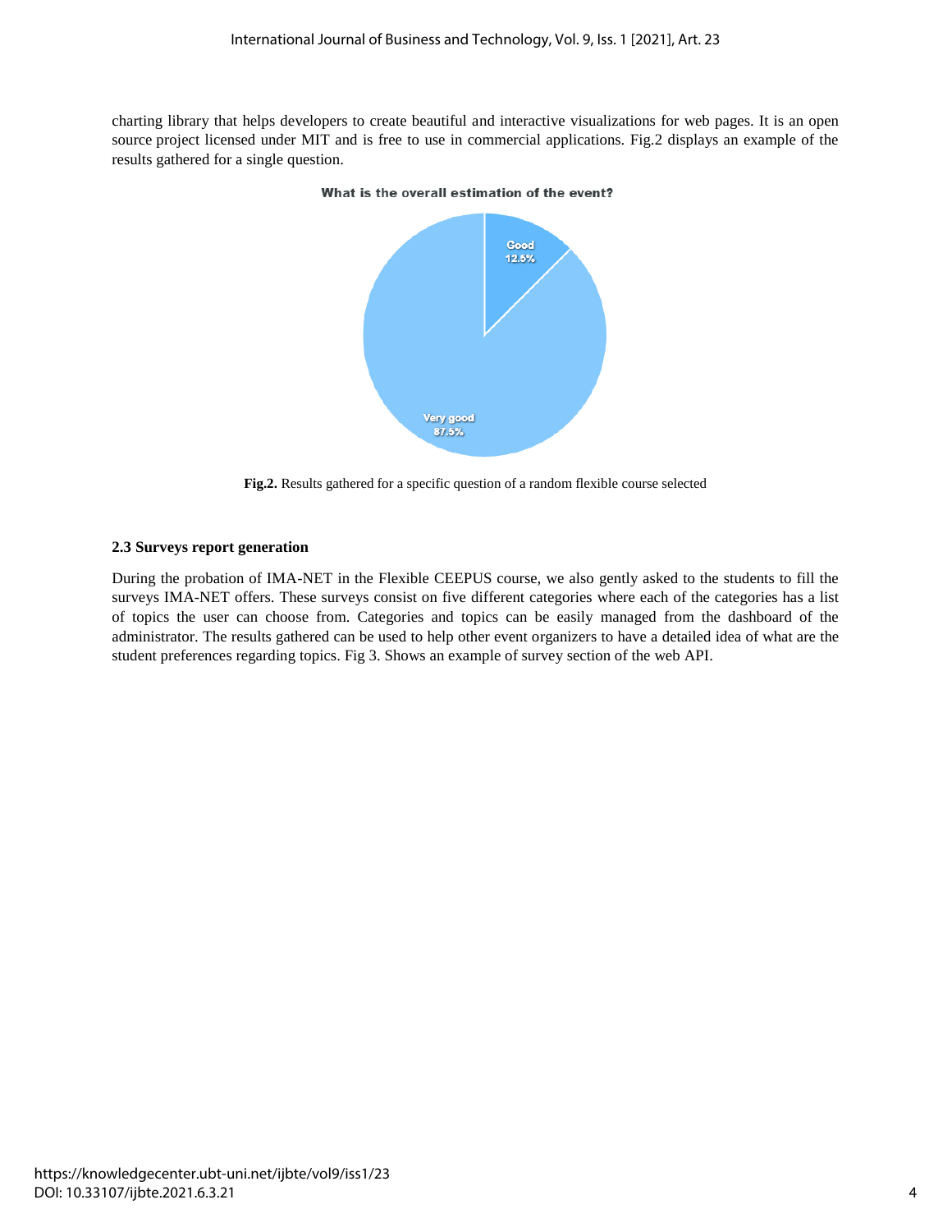charting library that helps developers to create beautiful and interactive visualizations for web pages. It is an open source project licensed under MIT and is free to use in commercial applications. Fig.2 displays an example of the results gathered for a single question.

**Fig.2.** Results gathered for a specific question of a random flexible course selected

### 2.3 Surveys report generation

During the probation of IMA-NET in the Flexible CEEPUS course, we also gently asked to the students to fill the surveys IMA-NET offers. These surveys consist on five different categories where each of the categories has a list of topics the user can choose from. Categories and topics can be easily managed from the dashboard of the administrator. The results gathered can be used to help other event organizers to have a detailed idea of what are the student preferences regarding topics. Fig 3. Shows an example of survey section of the web API.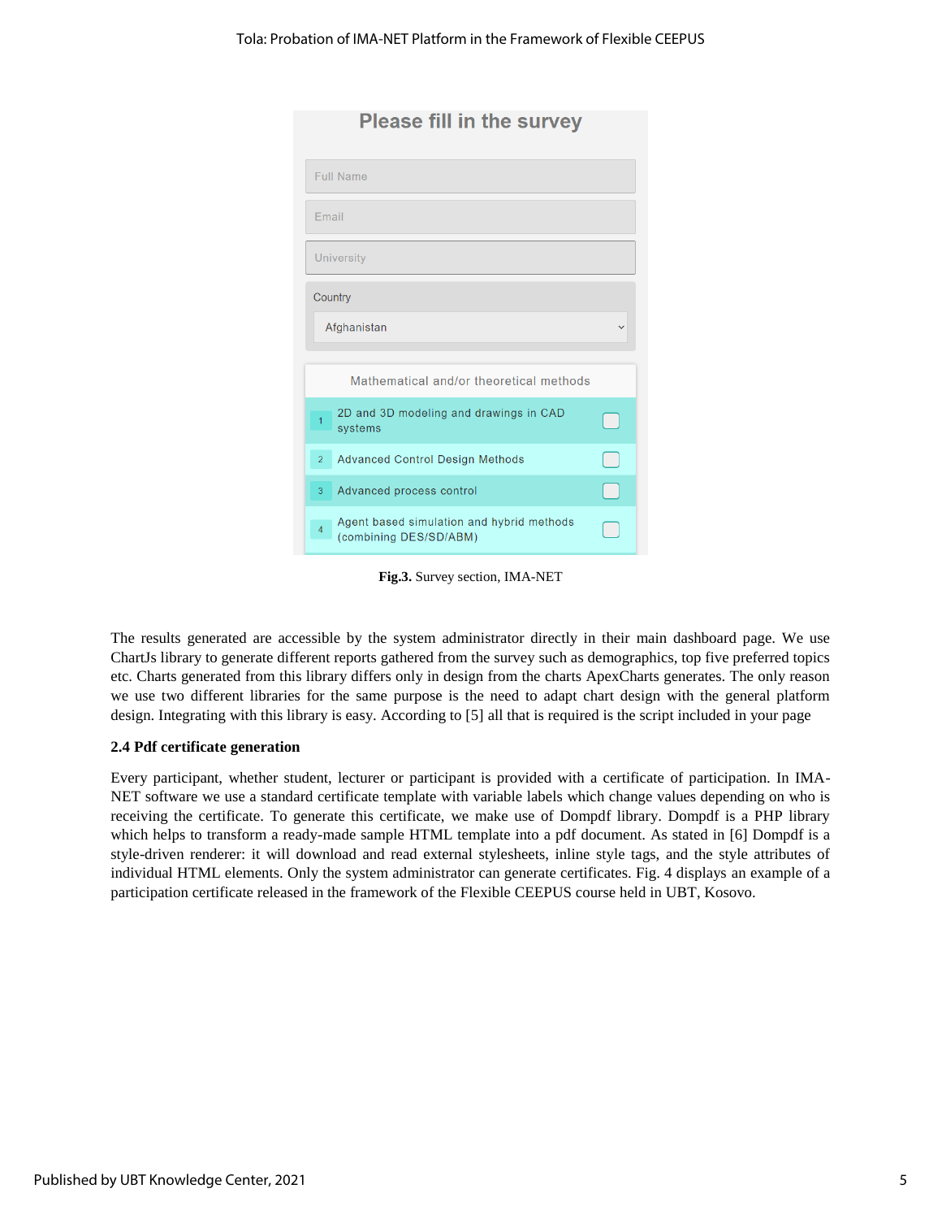Please fill in the survey

Full Name

Email

University

Country

Afghanistan

Mathematical and/or theoretical methods

1 2D and 3D modeling and drawings in CAD systems

2 Advanced Control Design Methods

3 Advanced process control

4 Agent based simulation and hybrid methods (combining DES/SD/ABM)

**Fig.3.** Survey section, IMA-NET

The results generated are accessible by the system administrator directly in their main dashboard page. We use ChartJs library to generate different reports gathered from the survey such as demographics, top five preferred topics etc. Charts generated from this library differs only in design from the charts ApexCharts generates. The only reason we use two different libraries for the same purpose is the need to adapt chart design with the general platform design. Integrating with this library is easy. According to [5] all that is required is the script included in your page

### 2.4 Pdf certificate generation

Every participant, whether student, lecturer or participant is provided with a certificate of participation. In IMA-NET software we use a standard certificate template with variable labels which change values depending on who is receiving the certificate. To generate this certificate, we make use of Dompdf library. Dompdf is a PHP library which helps to transform a ready-made sample HTML template into a pdf document. As stated in [6] Dompdf is a style-driven renderer: it will download and read external stylesheets, inline style tags, and the style attributes of individual HTML elements. Only the system administrator can generate certificates. Fig. 4 displays an example of a participation certificate released in the framework of the Flexible CEEPUS course held in UBT, Kosovo.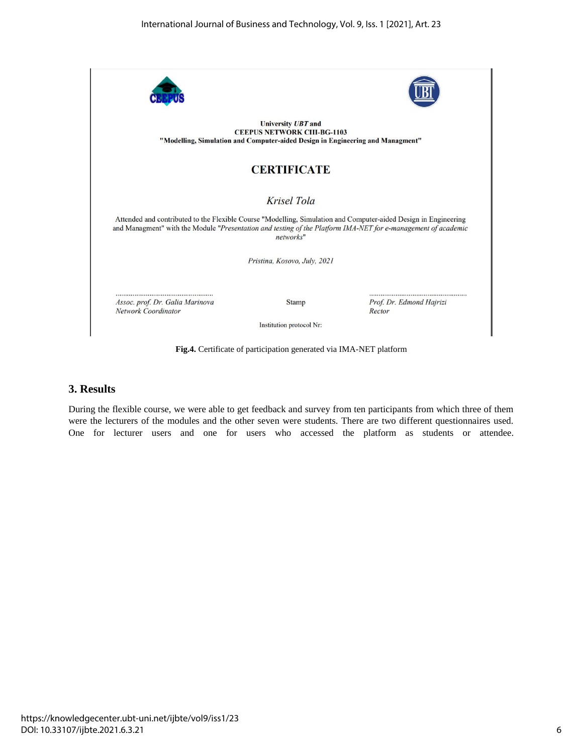University *UBT* and
CEEPUS NETWORK CIII-BG-1103
"Modelling, Simulation and Computer-aided Design in Engineering and Managment"

**CERTIFICATE**

*Krisel Tola*

Attended and contributed to the Flexible Course "Modelling, Simulation and Computer-aided Design in Engineering and Managment" with the Module "*Presentation and testing of the Platform IMA-NET for e-management of academic networks*"

*Pristina, Kosovo, July, 2021*

| ................................................... | | ................................................... |
|---|---|---|
| *Assoc. prof. Dr. Galia Marinova* *Network Coordinator* | Stamp | *Prof. Dr. Edmond Hajrizi* *Rector* |

Institution protocol Nr:

**Fig.4.** Certificate of participation generated via IMA-NET platform

## 3. Results

During the flexible course, we were able to get feedback and survey from ten participants from which three of them were the lecturers of the modules and the other seven were students. There are two different questionnaires used. One for lecturer users and one for users who accessed the platform as students or attendee.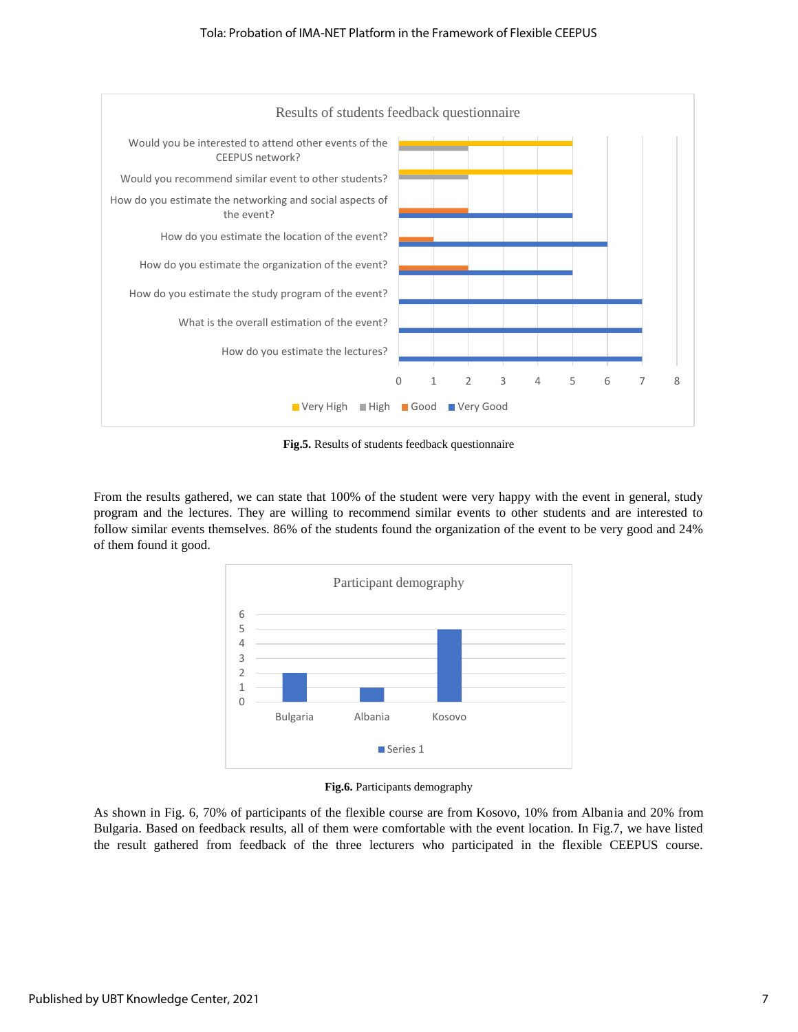**Fig.5.** Results of students feedback questionnaire

From the results gathered, we can state that 100% of the student were very happy with the event in general, study program and the lectures. They are willing to recommend similar events to other students and are interested to follow similar events themselves. 86% of the students found the organization of the event to be very good and 24% of them found it good.

**Fig.6.** Participants demography

As shown in Fig. 6, 70% of participants of the flexible course are from Kosovo, 10% from Albania and 20% from Bulgaria. Based on feedback results, all of them were comfortable with the event location. In Fig.7, we have listed the result gathered from feedback of the three lecturers who participated in the flexible CEEPUS course.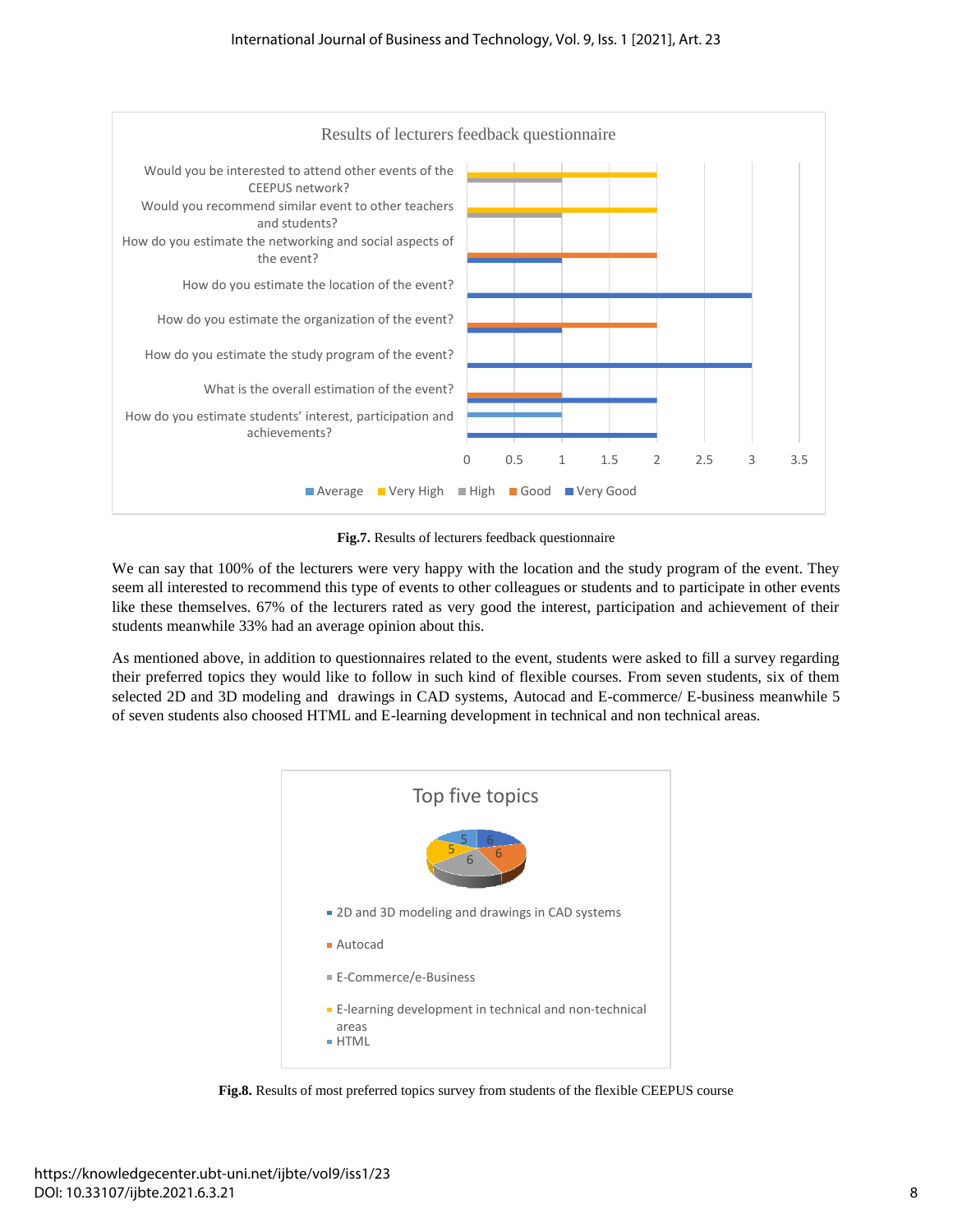**Fig.7.** Results of lecturers feedback questionnaire

We can say that 100% of the lecturers were very happy with the location and the study program of the event. They seem all interested to recommend this type of events to other colleagues or students and to participate in other events like these themselves. 67% of the lecturers rated as very good the interest, participation and achievement of their students meanwhile 33% had an average opinion about this.

As mentioned above, in addition to questionnaires related to the event, students were asked to fill a survey regarding their preferred topics they would like to follow in such kind of flexible courses. From seven students, six of them selected 2D and 3D modeling and drawings in CAD systems, Autocad and E-commerce/ E-business meanwhile 5 of seven students also choosed HTML and E-learning development in technical and non technical areas.

**Fig.8.** Results of most preferred topics survey from students of the flexible CEEPUS course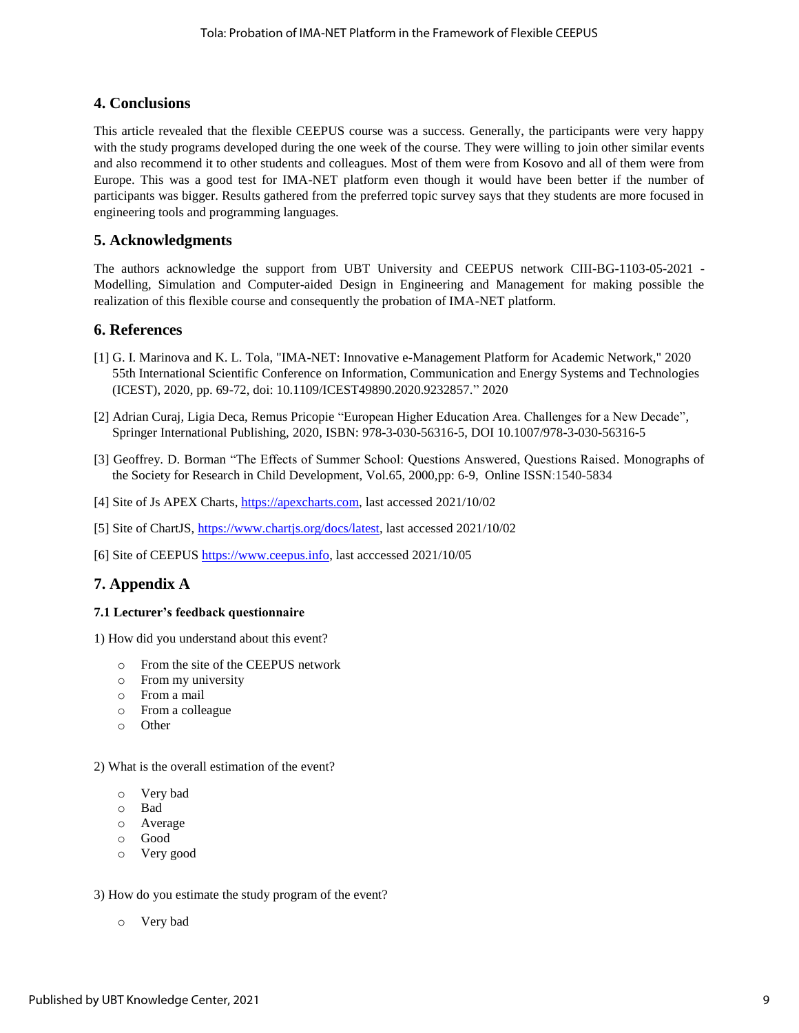## 4. Conclusions

This article revealed that the flexible CEEPUS course was a success. Generally, the participants were very happy with the study programs developed during the one week of the course. They were willing to join other similar events and also recommend it to other students and colleagues. Most of them were from Kosovo and all of them were from Europe. This was a good test for IMA-NET platform even though it would have been better if the number of participants was bigger. Results gathered from the preferred topic survey says that they students are more focused in engineering tools and programming languages.

## 5. Acknowledgments

The authors acknowledge the support from UBT University and CEEPUS network CIII-BG-1103-05-2021 - Modelling, Simulation and Computer-aided Design in Engineering and Management for making possible the realization of this flexible course and consequently the probation of IMA-NET platform.

## 6. References

[1] G. I. Marinova and K. L. Tola, "IMA-NET: Innovative e-Management Platform for Academic Network," 2020 55th International Scientific Conference on Information, Communication and Energy Systems and Technologies (ICEST), 2020, pp. 69-72, doi: 10.1109/ICEST49890.2020.9232857." 2020

[2] Adrian Curaj, Ligia Deca, Remus Pricopie "European Higher Education Area. Challenges for a New Decade", Springer International Publishing, 2020, ISBN: 978-3-030-56316-5, DOI 10.1007/978-3-030-56316-5

[3] Geoffrey. D. Borman "The Effects of Summer School: Questions Answered, Questions Raised. Monographs of the Society for Research in Child Development, Vol.65, 2000,pp: 6-9, Online ISSN:1540-5834

[4] Site of Js APEX Charts, https://apexcharts.com, last accessed 2021/10/02

[5] Site of ChartJS, https://www.chartjs.org/docs/latest, last accessed 2021/10/02

[6] Site of CEEPUS https://www.ceepus.info, last acccessed 2021/10/05

## 7. Appendix A

#### 7.1 Lecturer's feedback questionnaire

1) How did you understand about this event?

- From the site of the CEEPUS network
- From my university
- From a mail
- From a colleague
- Other

2) What is the overall estimation of the event?

- Very bad
- Bad
- Average
- Good
- Very good

3) How do you estimate the study program of the event?

- Very bad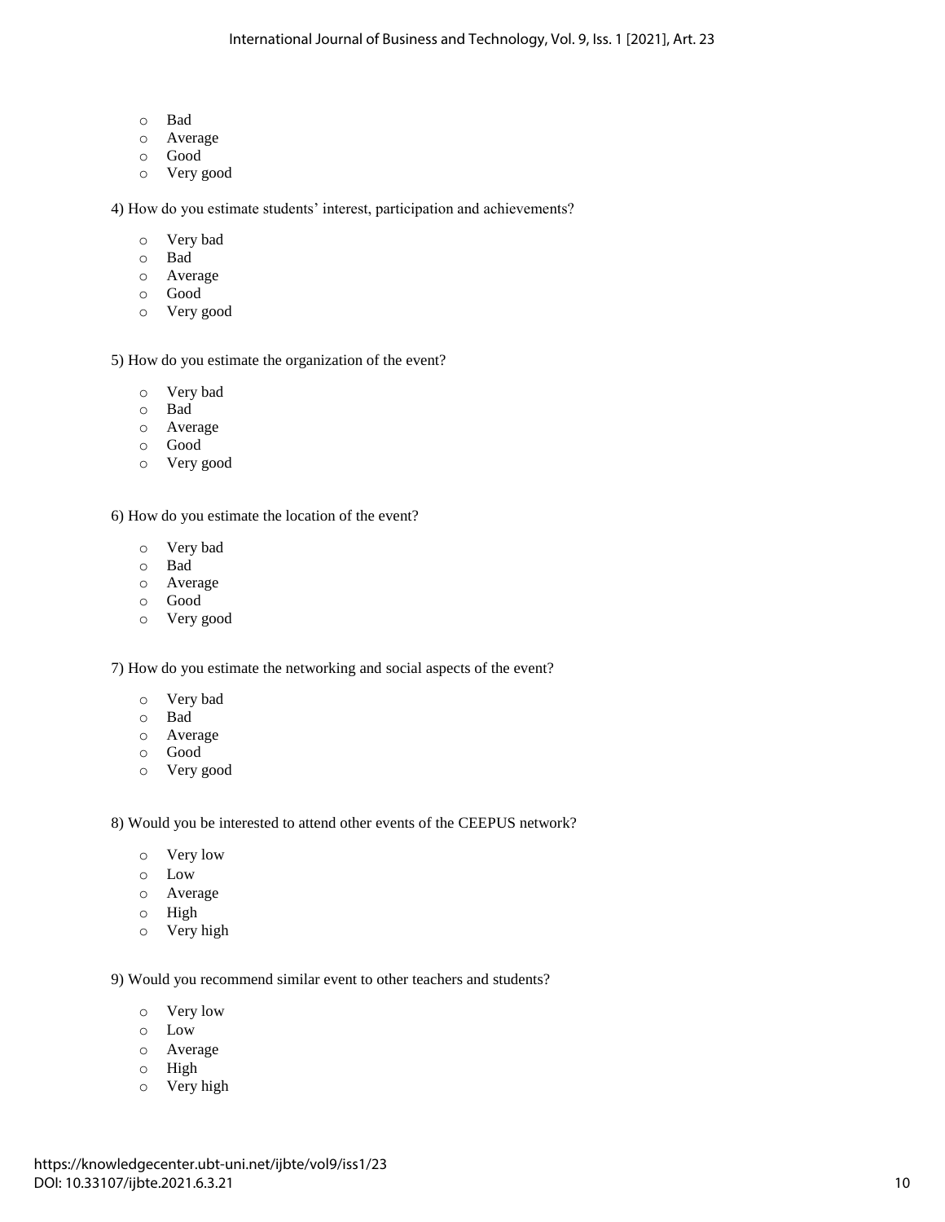- Bad
- Average
- Good
- Very good

4) How do you estimate students' interest, participation and achievements?

- Very bad
- Bad
- Average
- Good
- Very good

5) How do you estimate the organization of the event?

- Very bad
- Bad
- Average
- Good
- Very good

6) How do you estimate the location of the event?

- Very bad
- Bad
- Average
- Good
- Very good

7) How do you estimate the networking and social aspects of the event?

- Very bad
- Bad
- Average
- Good
- Very good

8) Would you be interested to attend other events of the CEEPUS network?

- Very low
- Low
- Average
- High
- Very high

9) Would you recommend similar event to other teachers and students?

- Very low
- Low
- Average
- High
- Very high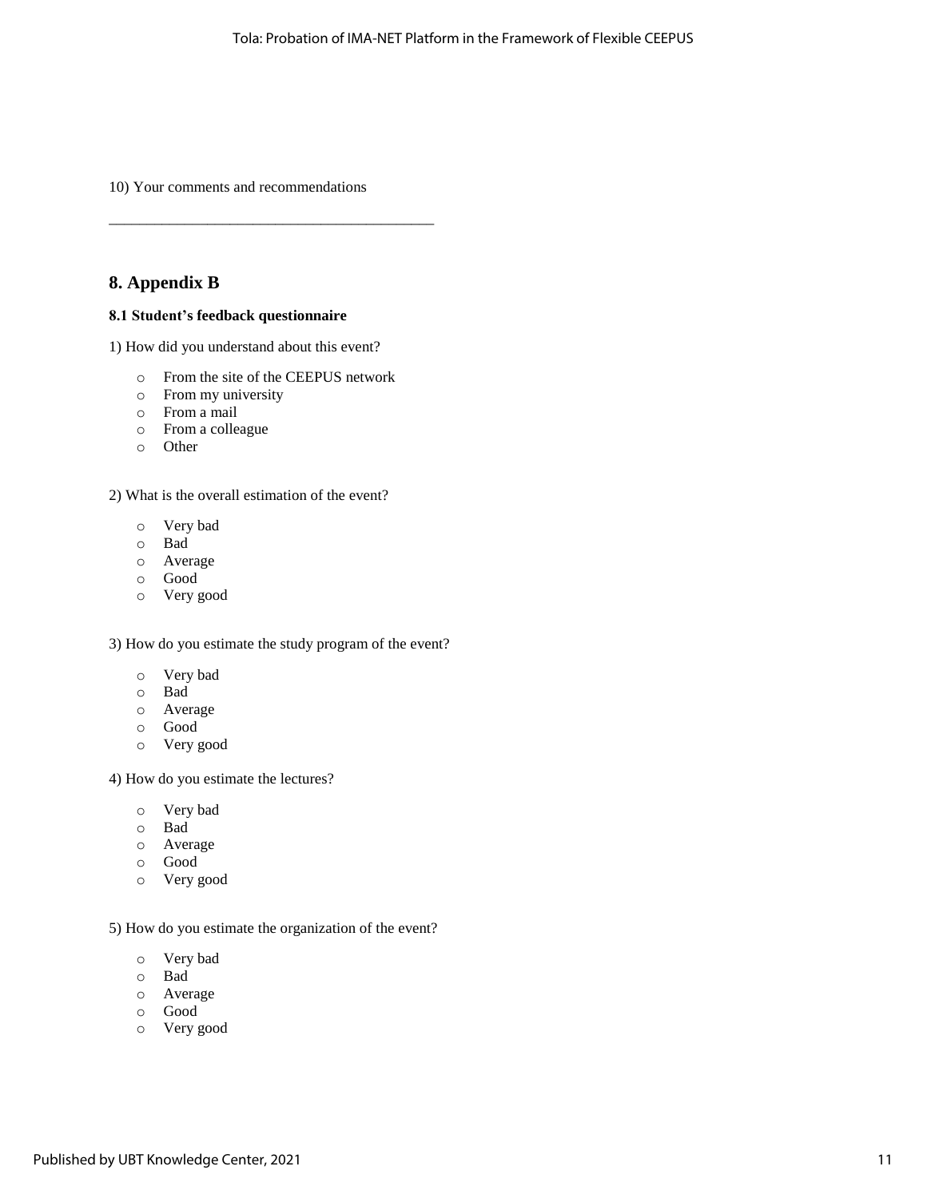10) Your comments and recommendations

____________________________________________

## 8. Appendix B

### 8.1 Student's feedback questionnaire

1) How did you understand about this event?

- From the site of the CEEPUS network
- From my university
- From a mail
- From a colleague
- Other

2) What is the overall estimation of the event?

- Very bad
- Bad
- Average
- Good
- Very good

3) How do you estimate the study program of the event?

- Very bad
- Bad
- Average
- Good
- Very good

4) How do you estimate the lectures?

- Very bad
- Bad
- Average
- Good
- Very good

5) How do you estimate the organization of the event?

- Very bad
- Bad
- Average
- Good
- Very good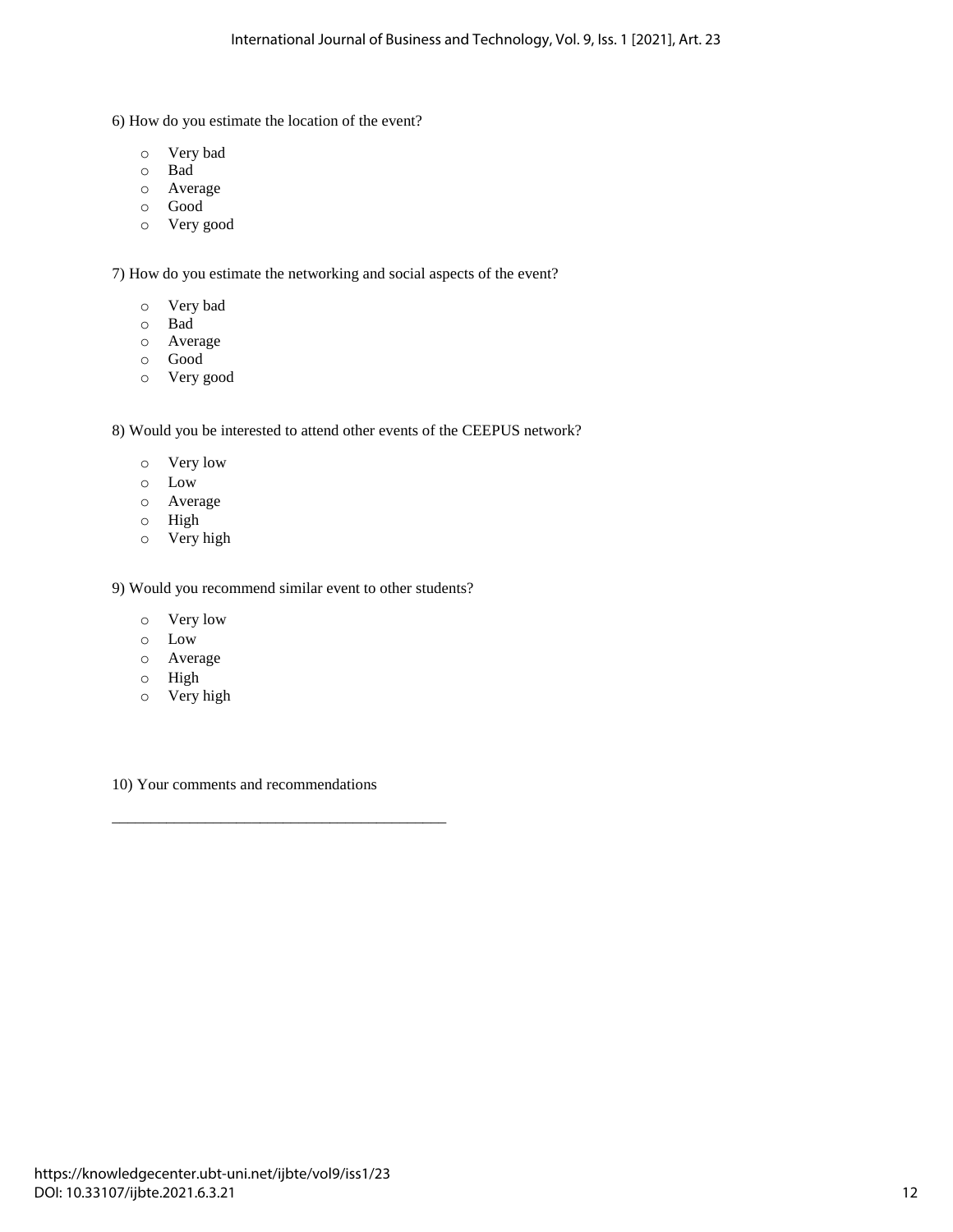6) How do you estimate the location of the event?

- Very bad
- Bad
- Average
- Good
- Very good

7) How do you estimate the networking and social aspects of the event?

- Very bad
- Bad
- Average
- Good
- Very good

8) Would you be interested to attend other events of the CEEPUS network?

- Very low
- Low
- Average
- High
- Very high

9) Would you recommend similar event to other students?

- Very low
- Low
- Average
- High
- Very high

10) Your comments and recommendations

___________________________________________